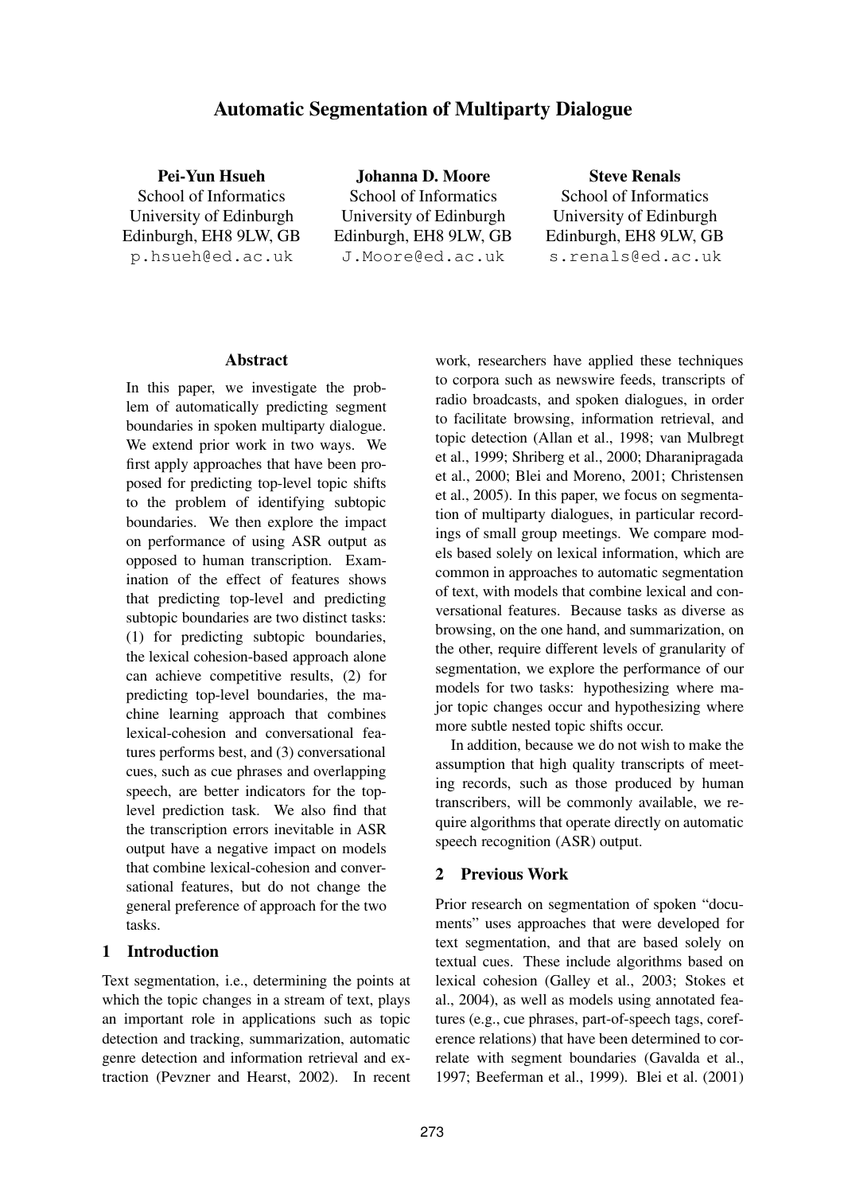# Automatic Segmentation of Multiparty Dialogue

**Pei-Yun Hsueh**
School of Informatics
University of Edinburgh
Edinburgh, EH8 9LW, GB
p.hsueh@ed.ac.uk

**Johanna D. Moore**
School of Informatics
University of Edinburgh
Edinburgh, EH8 9LW, GB
J.Moore@ed.ac.uk

**Steve Renals**
School of Informatics
University of Edinburgh
Edinburgh, EH8 9LW, GB
s.renals@ed.ac.uk

## Abstract

In this paper, we investigate the problem of automatically predicting segment boundaries in spoken multiparty dialogue. We extend prior work in two ways. We first apply approaches that have been proposed for predicting top-level topic shifts to the problem of identifying subtopic boundaries. We then explore the impact on performance of using ASR output as opposed to human transcription. Examination of the effect of features shows that predicting top-level and predicting subtopic boundaries are two distinct tasks: (1) for predicting subtopic boundaries, the lexical cohesion-based approach alone can achieve competitive results, (2) for predicting top-level boundaries, the machine learning approach that combines lexical-cohesion and conversational features performs best, and (3) conversational cues, such as cue phrases and overlapping speech, are better indicators for the top-level prediction task. We also find that the transcription errors inevitable in ASR output have a negative impact on models that combine lexical-cohesion and conversational features, but do not change the general preference of approach for the two tasks.

## 1 Introduction

Text segmentation, i.e., determining the points at which the topic changes in a stream of text, plays an important role in applications such as topic detection and tracking, summarization, automatic genre detection and information retrieval and extraction (Pevzner and Hearst, 2002). In recent work, researchers have applied these techniques to corpora such as newswire feeds, transcripts of radio broadcasts, and spoken dialogues, in order to facilitate browsing, information retrieval, and topic detection (Allan et al., 1998; van Mulbregt et al., 1999; Shriberg et al., 2000; Dharanipragada et al., 2000; Blei and Moreno, 2001; Christensen et al., 2005). In this paper, we focus on segmentation of multiparty dialogues, in particular recordings of small group meetings. We compare models based solely on lexical information, which are common in approaches to automatic segmentation of text, with models that combine lexical and conversational features. Because tasks as diverse as browsing, on the one hand, and summarization, on the other, require different levels of granularity of segmentation, we explore the performance of our models for two tasks: hypothesizing where major topic changes occur and hypothesizing where more subtle nested topic shifts occur.

In addition, because we do not wish to make the assumption that high quality transcripts of meeting records, such as those produced by human transcribers, will be commonly available, we require algorithms that operate directly on automatic speech recognition (ASR) output.

## 2 Previous Work

Prior research on segmentation of spoken "documents" uses approaches that were developed for text segmentation, and that are based solely on textual cues. These include algorithms based on lexical cohesion (Galley et al., 2003; Stokes et al., 2004), as well as models using annotated features (e.g., cue phrases, part-of-speech tags, coreference relations) that have been determined to correlate with segment boundaries (Gavalda et al., 1997; Beeferman et al., 1999). Blei et al. (2001)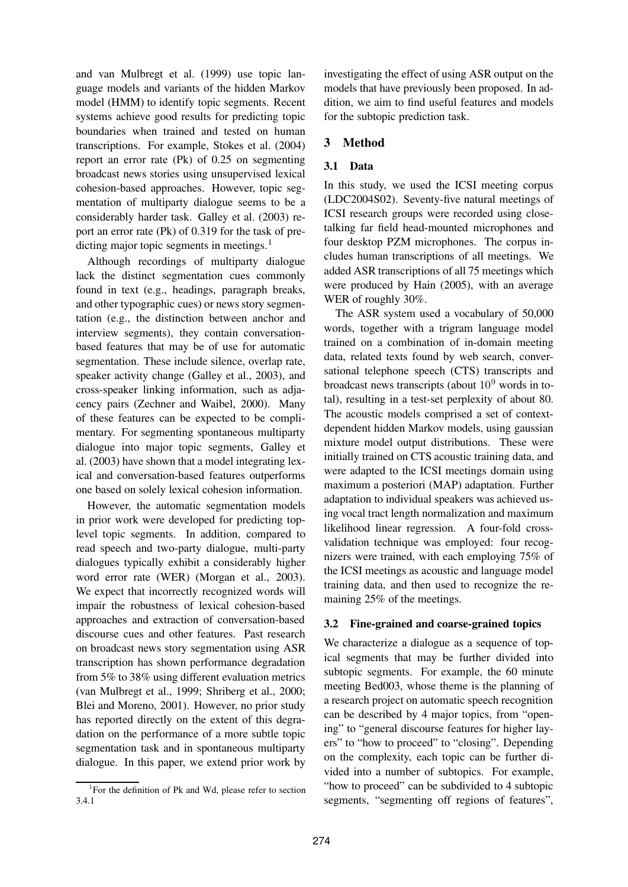and van Mulbregt et al. (1999) use topic language models and variants of the hidden Markov model (HMM) to identify topic segments. Recent systems achieve good results for predicting topic boundaries when trained and tested on human transcriptions. For example, Stokes et al. (2004) report an error rate (Pk) of 0.25 on segmenting broadcast news stories using unsupervised lexical cohesion-based approaches. However, topic segmentation of multiparty dialogue seems to be a considerably harder task. Galley et al. (2003) report an error rate (Pk) of 0.319 for the task of predicting major topic segments in meetings.[1]

Although recordings of multiparty dialogue lack the distinct segmentation cues commonly found in text (e.g., headings, paragraph breaks, and other typographic cues) or news story segmentation (e.g., the distinction between anchor and interview segments), they contain conversation-based features that may be of use for automatic segmentation. These include silence, overlap rate, speaker activity change (Galley et al., 2003), and cross-speaker linking information, such as adjacency pairs (Zechner and Waibel, 2000). Many of these features can be expected to be complimentary. For segmenting spontaneous multiparty dialogue into major topic segments, Galley et al. (2003) have shown that a model integrating lexical and conversation-based features outperforms one based on solely lexical cohesion information.

However, the automatic segmentation models in prior work were developed for predicting top-level topic segments. In addition, compared to read speech and two-party dialogue, multi-party dialogues typically exhibit a considerably higher word error rate (WER) (Morgan et al., 2003). We expect that incorrectly recognized words will impair the robustness of lexical cohesion-based approaches and extraction of conversation-based discourse cues and other features. Past research on broadcast news story segmentation using ASR transcription has shown performance degradation from 5% to 38% using different evaluation metrics (van Mulbregt et al., 1999; Shriberg et al., 2000; Blei and Moreno, 2001). However, no prior study has reported directly on the extent of this degradation on the performance of a more subtle topic segmentation task and in spontaneous multiparty dialogue. In this paper, we extend prior work by investigating the effect of using ASR output on the models that have previously been proposed. In addition, we aim to find useful features and models for the subtopic prediction task.

## 3 Method

### 3.1 Data

In this study, we used the ICSI meeting corpus (LDC2004S02). Seventy-five natural meetings of ICSI research groups were recorded using close-talking far field head-mounted microphones and four desktop PZM microphones. The corpus includes human transcriptions of all meetings. We added ASR transcriptions of all 75 meetings which were produced by Hain (2005), with an average WER of roughly 30%.

The ASR system used a vocabulary of 50,000 words, together with a trigram language model trained on a combination of in-domain meeting data, related texts found by web search, conversational telephone speech (CTS) transcripts and broadcast news transcripts (about $10^9$ words in total), resulting in a test-set perplexity of about 80. The acoustic models comprised a set of context-dependent hidden Markov models, using gaussian mixture model output distributions. These were initially trained on CTS acoustic training data, and were adapted to the ICSI meetings domain using maximum a posteriori (MAP) adaptation. Further adaptation to individual speakers was achieved using vocal tract length normalization and maximum likelihood linear regression. A four-fold cross-validation technique was employed: four recognizers were trained, with each employing 75% of the ICSI meetings as acoustic and language model training data, and then used to recognize the remaining 25% of the meetings.

### 3.2 Fine-grained and coarse-grained topics

We characterize a dialogue as a sequence of topical segments that may be further divided into subtopic segments. For example, the 60 minute meeting Bed003, whose theme is the planning of a research project on automatic speech recognition can be described by 4 major topics, from "opening" to "general discourse features for higher layers" to "how to proceed" to "closing". Depending on the complexity, each topic can be further divided into a number of subtopics. For example, "how to proceed" can be subdivided to 4 subtopic segments, "segmenting off regions of features",

[1] For the definition of Pk and Wd, please refer to section 3.4.1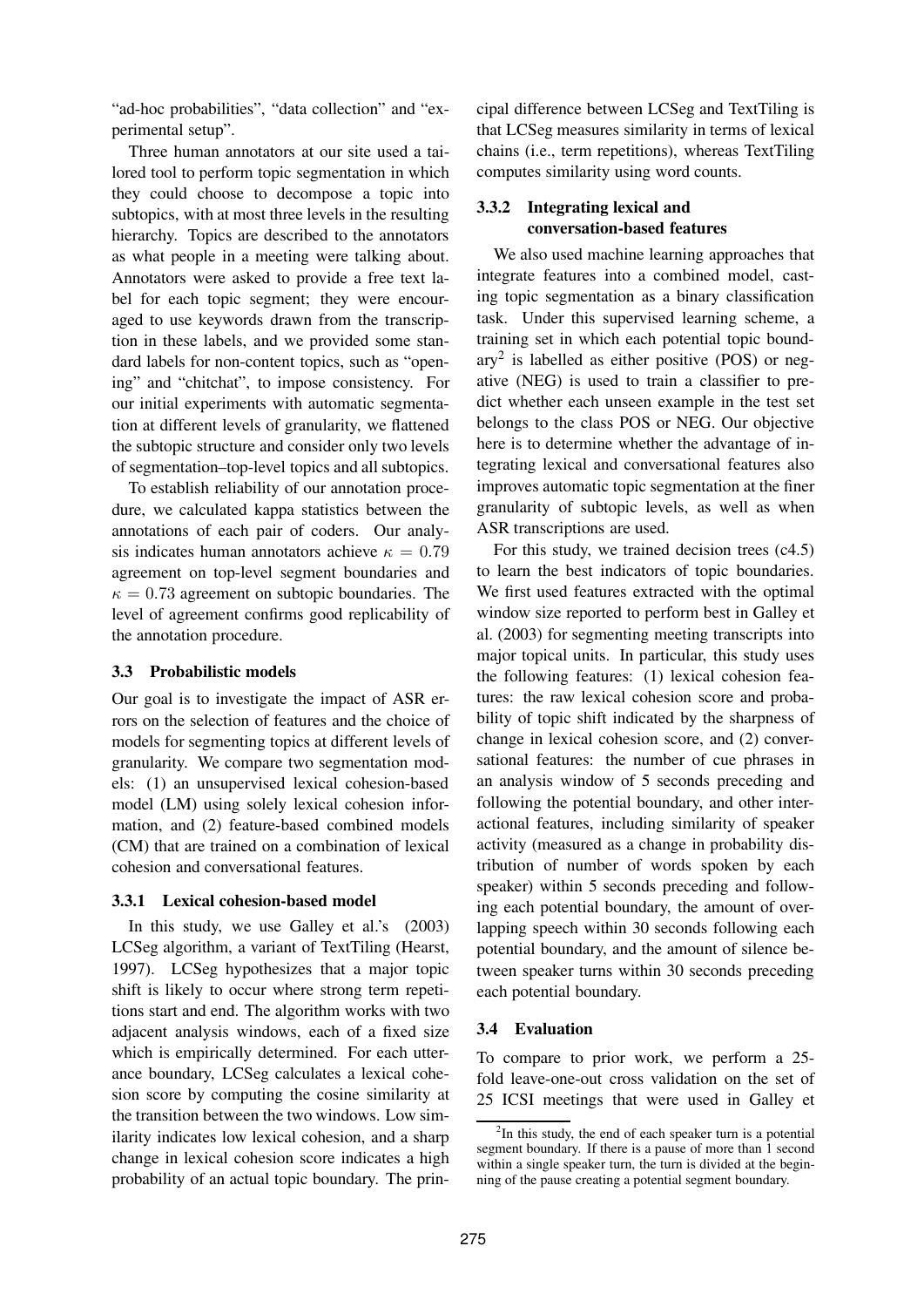"ad-hoc probabilities", "data collection" and "experimental setup".

Three human annotators at our site used a tailored tool to perform topic segmentation in which they could choose to decompose a topic into subtopics, with at most three levels in the resulting hierarchy. Topics are described to the annotators as what people in a meeting were talking about. Annotators were asked to provide a free text label for each topic segment; they were encouraged to use keywords drawn from the transcription in these labels, and we provided some standard labels for non-content topics, such as "opening" and "chitchat", to impose consistency. For our initial experiments with automatic segmentation at different levels of granularity, we flattened the subtopic structure and consider only two levels of segmentation–top-level topics and all subtopics.

To establish reliability of our annotation procedure, we calculated kappa statistics between the annotations of each pair of coders. Our analysis indicates human annotators achieve $\kappa = 0.79$ agreement on top-level segment boundaries and $\kappa = 0.73$ agreement on subtopic boundaries. The level of agreement confirms good replicability of the annotation procedure.

### 3.3 Probabilistic models

Our goal is to investigate the impact of ASR errors on the selection of features and the choice of models for segmenting topics at different levels of granularity. We compare two segmentation models: (1) an unsupervised lexical cohesion-based model (LM) using solely lexical cohesion information, and (2) feature-based combined models (CM) that are trained on a combination of lexical cohesion and conversational features.

#### 3.3.1 Lexical cohesion-based model

In this study, we use Galley et al.'s (2003) LCSeg algorithm, a variant of TextTiling (Hearst, 1997). LCSeg hypothesizes that a major topic shift is likely to occur where strong term repetitions start and end. The algorithm works with two adjacent analysis windows, each of a fixed size which is empirically determined. For each utterance boundary, LCSeg calculates a lexical cohesion score by computing the cosine similarity at the transition between the two windows. Low similarity indicates low lexical cohesion, and a sharp change in lexical cohesion score indicates a high probability of an actual topic boundary. The principal difference between LCSeg and TextTiling is that LCSeg measures similarity in terms of lexical chains (i.e., term repetitions), whereas TextTiling computes similarity using word counts.

#### 3.3.2 Integrating lexical and conversation-based features

We also used machine learning approaches that integrate features into a combined model, casting topic segmentation as a binary classification task. Under this supervised learning scheme, a training set in which each potential topic boundary[2] is labelled as either positive (POS) or negative (NEG) is used to train a classifier to predict whether each unseen example in the test set belongs to the class POS or NEG. Our objective here is to determine whether the advantage of integrating lexical and conversational features also improves automatic topic segmentation at the finer granularity of subtopic levels, as well as when ASR transcriptions are used.

For this study, we trained decision trees (c4.5) to learn the best indicators of topic boundaries. We first used features extracted with the optimal window size reported to perform best in Galley et al. (2003) for segmenting meeting transcripts into major topical units. In particular, this study uses the following features: (1) lexical cohesion features: the raw lexical cohesion score and probability of topic shift indicated by the sharpness of change in lexical cohesion score, and (2) conversational features: the number of cue phrases in an analysis window of 5 seconds preceding and following the potential boundary, and other interactional features, including similarity of speaker activity (measured as a change in probability distribution of number of words spoken by each speaker) within 5 seconds preceding and following each potential boundary, the amount of overlapping speech within 30 seconds following each potential boundary, and the amount of silence between speaker turns within 30 seconds preceding each potential boundary.

### 3.4 Evaluation

To compare to prior work, we perform a 25-fold leave-one-out cross validation on the set of 25 ICSI meetings that were used in Galley et

[2]In this study, the end of each speaker turn is a potential segment boundary. If there is a pause of more than 1 second within a single speaker turn, the turn is divided at the beginning of the pause creating a potential segment boundary.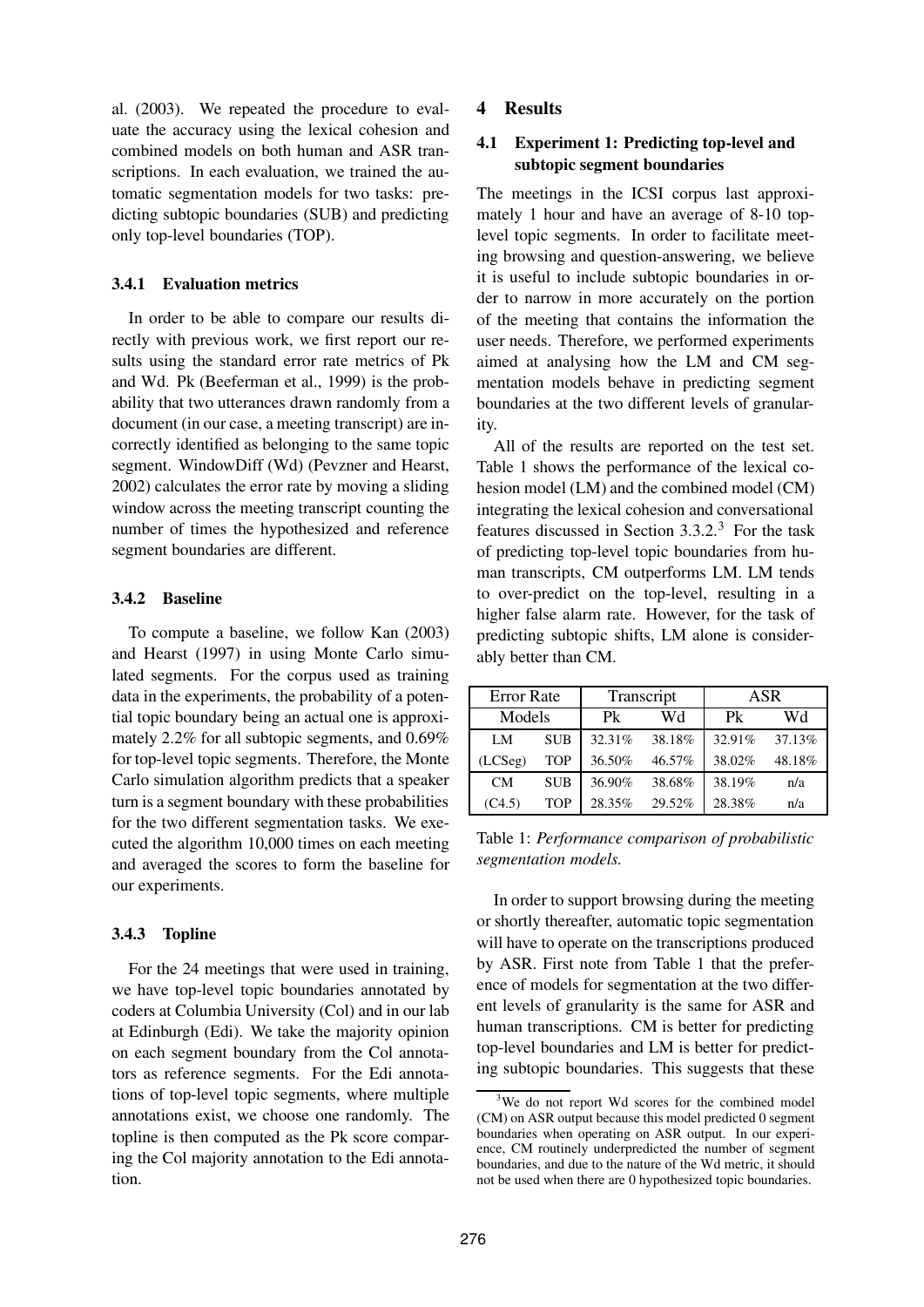al. (2003). We repeated the procedure to evaluate the accuracy using the lexical cohesion and combined models on both human and ASR transcriptions. In each evaluation, we trained the automatic segmentation models for two tasks: predicting subtopic boundaries (SUB) and predicting only top-level boundaries (TOP).

#### 3.4.1 Evaluation metrics

In order to be able to compare our results directly with previous work, we first report our results using the standard error rate metrics of Pk and Wd. Pk (Beeferman et al., 1999) is the probability that two utterances drawn randomly from a document (in our case, a meeting transcript) are incorrectly identified as belonging to the same topic segment. WindowDiff (Wd) (Pevzner and Hearst, 2002) calculates the error rate by moving a sliding window across the meeting transcript counting the number of times the hypothesized and reference segment boundaries are different.

#### 3.4.2 Baseline

To compute a baseline, we follow Kan (2003) and Hearst (1997) in using Monte Carlo simulated segments. For the corpus used as training data in the experiments, the probability of a potential topic boundary being an actual one is approximately 2.2% for all subtopic segments, and 0.69% for top-level topic segments. Therefore, the Monte Carlo simulation algorithm predicts that a speaker turn is a segment boundary with these probabilities for the two different segmentation tasks. We executed the algorithm 10,000 times on each meeting and averaged the scores to form the baseline for our experiments.

#### 3.4.3 Topline

For the 24 meetings that were used in training, we have top-level topic boundaries annotated by coders at Columbia University (Col) and in our lab at Edinburgh (Edi). We take the majority opinion on each segment boundary from the Col annotators as reference segments. For the Edi annotations of top-level topic segments, where multiple annotations exist, we choose one randomly. The topline is then computed as the Pk score comparing the Col majority annotation to the Edi annotation.

## 4 Results

### 4.1 Experiment 1: Predicting top-level and subtopic segment boundaries

The meetings in the ICSI corpus last approximately 1 hour and have an average of 8-10 top-level topic segments. In order to facilitate meeting browsing and question-answering, we believe it is useful to include subtopic boundaries in order to narrow in more accurately on the portion of the meeting that contains the information the user needs. Therefore, we performed experiments aimed at analysing how the LM and CM segmentation models behave in predicting segment boundaries at the two different levels of granularity.

All of the results are reported on the test set. Table 1 shows the performance of the lexical cohesion model (LM) and the combined model (CM) integrating the lexical cohesion and conversational features discussed in Section 3.3.2.[3] For the task of predicting top-level topic boundaries from human transcripts, CM outperforms LM. LM tends to over-predict on the top-level, resulting in a higher false alarm rate. However, for the task of predicting subtopic shifts, LM alone is considerably better than CM.

| Error Rate | | Transcript | | ASR | |
|---|---|---|---|---|---|
| Models | | Pk | Wd | Pk | Wd |
| LM (LCSeg) | SUB | 32.31% | 38.18% | 32.91% | 37.13% |
| | TOP | 36.50% | 46.57% | 38.02% | 48.18% |
| CM (C4.5) | SUB | 36.90% | 38.68% | 38.19% | n/a |
| | TOP | 28.35% | 29.52% | 28.38% | n/a |

Table 1: *Performance comparison of probabilistic segmentation models.*

In order to support browsing during the meeting or shortly thereafter, automatic topic segmentation will have to operate on the transcriptions produced by ASR. First note from Table 1 that the preference of models for segmentation at the two different levels of granularity is the same for ASR and human transcriptions. CM is better for predicting top-level boundaries and LM is better for predicting subtopic boundaries. This suggests that these

[3] We do not report Wd scores for the combined model (CM) on ASR output because this model predicted 0 segment boundaries when operating on ASR output. In our experience, CM routinely underpredicted the number of segment boundaries, and due to the nature of the Wd metric, it should not be used when there are 0 hypothesized topic boundaries.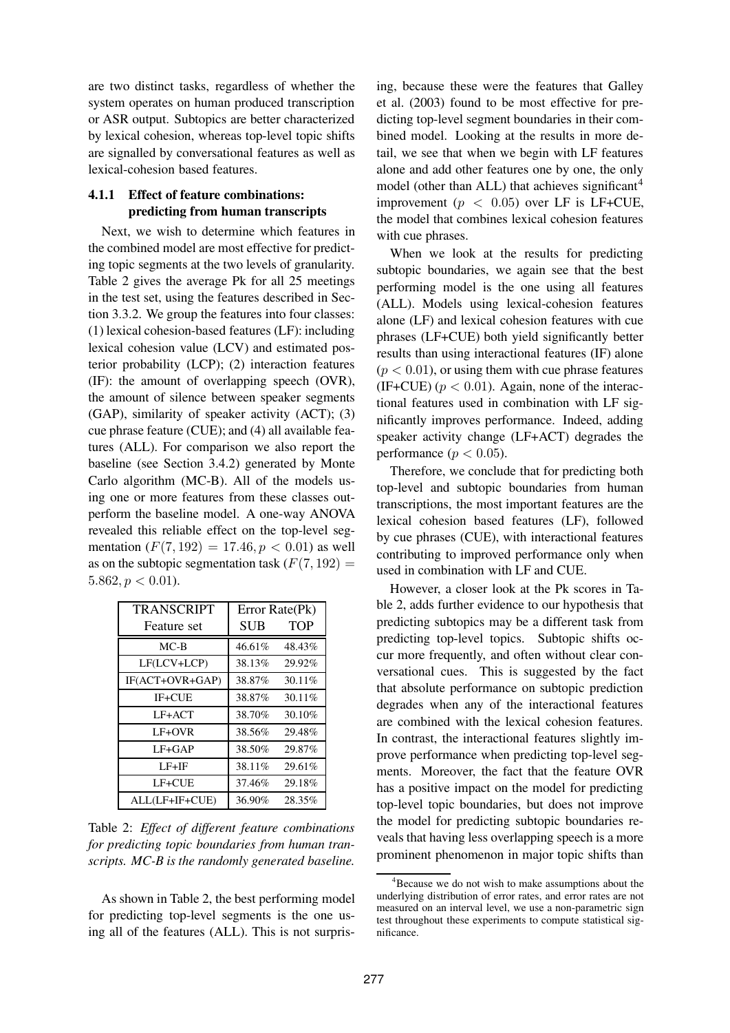are two distinct tasks, regardless of whether the system operates on human produced transcription or ASR output. Subtopics are better characterized by lexical cohesion, whereas top-level topic shifts are signalled by conversational features as well as lexical-cohesion based features.

#### 4.1.1 Effect of feature combinations: predicting from human transcripts

Next, we wish to determine which features in the combined model are most effective for predicting topic segments at the two levels of granularity. Table 2 gives the average Pk for all 25 meetings in the test set, using the features described in Section 3.3.2. We group the features into four classes: (1) lexical cohesion-based features (LF): including lexical cohesion value (LCV) and estimated posterior probability (LCP); (2) interaction features (IF): the amount of overlapping speech (OVR), the amount of silence between speaker segments (GAP), similarity of speaker activity (ACT); (3) cue phrase feature (CUE); and (4) all available features (ALL). For comparison we also report the baseline (see Section 3.4.2) generated by Monte Carlo algorithm (MC-B). All of the models using one or more features from these classes outperform the baseline model. A one-way ANOVA revealed this reliable effect on the top-level segmentation ($F(7, 192) = 17.46, p < 0.01$) as well as on the subtopic segmentation task ($F(7, 192) = 5.862, p < 0.01$).

| TRANSCRIPT | Error Rate(Pk) | |
|---|---|---|
| Feature set | SUB | TOP |
| MC-B | 46.61% | 48.43% |
| LF(LCV+LCP) | 38.13% | 29.92% |
| IF(ACT+OVR+GAP) | 38.87% | 30.11% |
| IF+CUE | 38.87% | 30.11% |
| LF+ACT | 38.70% | 30.10% |
| LF+OVR | 38.56% | 29.48% |
| LF+GAP | 38.50% | 29.87% |
| LF+IF | 38.11% | 29.61% |
| LF+CUE | 37.46% | 29.18% |
| ALL(LF+IF+CUE) | 36.90% | 28.35% |

Table 2: *Effect of different feature combinations for predicting topic boundaries from human transcripts. MC-B is the randomly generated baseline.*

As shown in Table 2, the best performing model for predicting top-level segments is the one using all of the features (ALL). This is not surprising, because these were the features that Galley et al. (2003) found to be most effective for predicting top-level segment boundaries in their combined model. Looking at the results in more detail, we see that when we begin with LF features alone and add other features one by one, the only model (other than ALL) that achieves significant[4] improvement ($p < 0.05$) over LF is LF+CUE, the model that combines lexical cohesion features with cue phrases.

When we look at the results for predicting subtopic boundaries, we again see that the best performing model is the one using all features (ALL). Models using lexical-cohesion features alone (LF) and lexical cohesion features with cue phrases (LF+CUE) both yield significantly better results than using interactional features (IF) alone ($p < 0.01$), or using them with cue phrase features (IF+CUE) ($p < 0.01$). Again, none of the interactional features used in combination with LF significantly improves performance. Indeed, adding speaker activity change (LF+ACT) degrades the performance ($p < 0.05$).

Therefore, we conclude that for predicting both top-level and subtopic boundaries from human transcriptions, the most important features are the lexical cohesion based features (LF), followed by cue phrases (CUE), with interactional features contributing to improved performance only when used in combination with LF and CUE.

However, a closer look at the Pk scores in Table 2, adds further evidence to our hypothesis that predicting subtopics may be a different task from predicting top-level topics. Subtopic shifts occur more frequently, and often without clear conversational cues. This is suggested by the fact that absolute performance on subtopic prediction degrades when any of the interactional features are combined with the lexical cohesion features. In contrast, the interactional features slightly improve performance when predicting top-level segments. Moreover, the fact that the feature OVR has a positive impact on the model for predicting top-level topic boundaries, but does not improve the model for predicting subtopic boundaries reveals that having less overlapping speech is a more prominent phenomenon in major topic shifts than

[4]Because we do not wish to make assumptions about the underlying distribution of error rates, and error rates are not measured on an interval level, we use a non-parametric sign test throughout these experiments to compute statistical significance.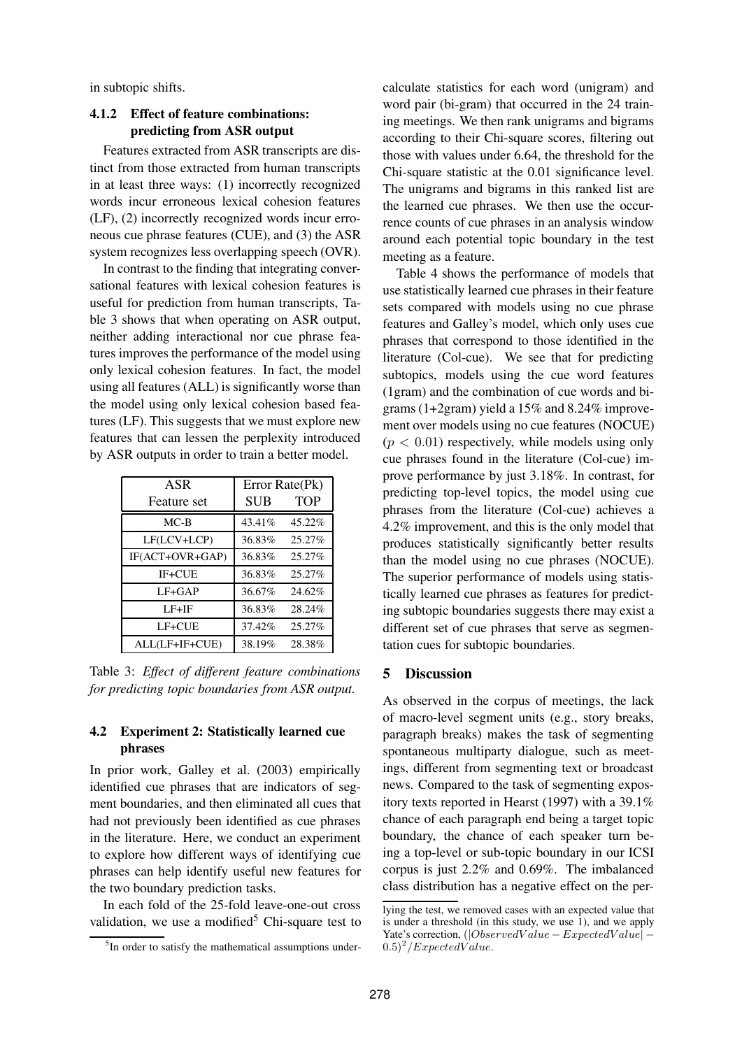in subtopic shifts.

### 4.1.2 Effect of feature combinations: predicting from ASR output

Features extracted from ASR transcripts are distinct from those extracted from human transcripts in at least three ways: (1) incorrectly recognized words incur erroneous lexical cohesion features (LF), (2) incorrectly recognized words incur erroneous cue phrase features (CUE), and (3) the ASR system recognizes less overlapping speech (OVR).

In contrast to the finding that integrating conversational features with lexical cohesion features is useful for prediction from human transcripts, Table 3 shows that when operating on ASR output, neither adding interactional nor cue phrase features improves the performance of the model using only lexical cohesion features. In fact, the model using all features (ALL) is significantly worse than the model using only lexical cohesion based features (LF). This suggests that we must explore new features that can lessen the perplexity introduced by ASR outputs in order to train a better model.

| ASR | Error Rate(Pk) | |
|---|---|---|
| Feature set | SUB | TOP |
| MC-B | 43.41% | 45.22% |
| LF(LCV+LCP) | 36.83% | 25.27% |
| IF(ACT+OVR+GAP) | 36.83% | 25.27% |
| IF+CUE | 36.83% | 25.27% |
| LF+GAP | 36.67% | 24.62% |
| LF+IF | 36.83% | 28.24% |
| LF+CUE | 37.42% | 25.27% |
| ALL(LF+IF+CUE) | 38.19% | 28.38% |

Table 3: *Effect of different feature combinations for predicting topic boundaries from ASR output.*

## 4.2 Experiment 2: Statistically learned cue phrases

In prior work, Galley et al. (2003) empirically identified cue phrases that are indicators of segment boundaries, and then eliminated all cues that had not previously been identified as cue phrases in the literature. Here, we conduct an experiment to explore how different ways of identifying cue phrases can help identify useful new features for the two boundary prediction tasks.

In each fold of the 25-fold leave-one-out cross validation, we use a modified[5] Chi-square test to calculate statistics for each word (unigram) and word pair (bi-gram) that occurred in the 24 training meetings. We then rank unigrams and bigrams according to their Chi-square scores, filtering out those with values under 6.64, the threshold for the Chi-square statistic at the 0.01 significance level. The unigrams and bigrams in this ranked list are the learned cue phrases. We then use the occurrence counts of cue phrases in an analysis window around each potential topic boundary in the test meeting as a feature.

Table 4 shows the performance of models that use statistically learned cue phrases in their feature sets compared with models using no cue phrase features and Galley's model, which only uses cue phrases that correspond to those identified in the literature (Col-cue). We see that for predicting subtopics, models using the cue word features (1gram) and the combination of cue words and bigrams (1+2gram) yield a 15% and 8.24% improvement over models using no cue features (NOCUE) ($p < 0.01$) respectively, while models using only cue phrases found in the literature (Col-cue) improve performance by just 3.18%. In contrast, for predicting top-level topics, the model using cue phrases from the literature (Col-cue) achieves a 4.2% improvement, and this is the only model that produces statistically significantly better results than the model using no cue phrases (NOCUE). The superior performance of models using statistically learned cue phrases as features for predicting subtopic boundaries suggests there may exist a different set of cue phrases that serve as segmentation cues for subtopic boundaries.

# 5 Discussion

As observed in the corpus of meetings, the lack of macro-level segment units (e.g., story breaks, paragraph breaks) makes the task of segmenting spontaneous multiparty dialogue, such as meetings, different from segmenting text or broadcast news. Compared to the task of segmenting expository texts reported in Hearst (1997) with a 39.1% chance of each paragraph end being a target topic boundary, the chance of each speaker turn being a top-level or sub-topic boundary in our ICSI corpus is just 2.2% and 0.69%. The imbalanced class distribution has a negative effect on the per-

[5] In order to satisfy the mathematical assumptions underlying the test, we removed cases with an expected value that is under a threshold (in this study, we use 1), and we apply Yate's correction, $(|ObservedValue - ExpectedValue| - 0.5)^2/ExpectedValue$.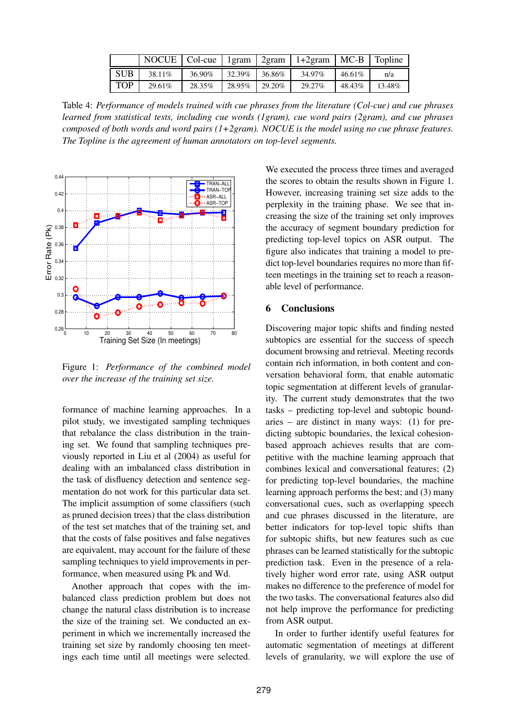| | NOCUE | Col-cue | 1gram | 2gram | 1+2gram | MC-B | Topline |
|---|---|---|---|---|---|---|---|
| SUB | 38.11% | 36.90% | 32.39% | 36.86% | 34.97% | 46.61% | n/a |
| TOP | 29.61% | 28.35% | 28.95% | 29.20% | 29.27% | 48.43% | 13.48% |

Table 4: *Performance of models trained with cue phrases from the literature (Col-cue) and cue phrases learned from statistical tests, including cue words (1gram), cue word pairs (2gram), and cue phrases composed of both words and word pairs (1+2gram). NOCUE is the model using no cue phrase features. The Topline is the agreement of human annotators on top-level segments.*

Figure 1: *Performance of the combined model over the increase of the training set size.*

formance of machine learning approaches. In a pilot study, we investigated sampling techniques that rebalance the class distribution in the training set. We found that sampling techniques previously reported in Liu et al (2004) as useful for dealing with an imbalanced class distribution in the task of disfluency detection and sentence segmentation do not work for this particular data set. The implicit assumption of some classifiers (such as pruned decision trees) that the class distribution of the test set matches that of the training set, and that the costs of false positives and false negatives are equivalent, may account for the failure of these sampling techniques to yield improvements in performance, when measured using Pk and Wd.

Another approach that copes with the imbalanced class prediction problem but does not change the natural class distribution is to increase the size of the training set. We conducted an experiment in which we incrementally increased the training set size by randomly choosing ten meetings each time until all meetings were selected. We executed the process three times and averaged the scores to obtain the results shown in Figure 1. However, increasing training set size adds to the perplexity in the training phase. We see that increasing the size of the training set only improves the accuracy of segment boundary prediction for predicting top-level topics on ASR output. The figure also indicates that training a model to predict top-level boundaries requires no more than fifteen meetings in the training set to reach a reasonable level of performance.

## 6 Conclusions

Discovering major topic shifts and finding nested subtopics are essential for the success of speech document browsing and retrieval. Meeting records contain rich information, in both content and conversation behavioral form, that enable automatic topic segmentation at different levels of granularity. The current study demonstrates that the two tasks – predicting top-level and subtopic boundaries – are distinct in many ways: (1) for predicting subtopic boundaries, the lexical cohesion-based approach achieves results that are competitive with the machine learning approach that combines lexical and conversational features; (2) for predicting top-level boundaries, the machine learning approach performs the best; and (3) many conversational cues, such as overlapping speech and cue phrases discussed in the literature, are better indicators for top-level topic shifts than for subtopic shifts, but new features such as cue phrases can be learned statistically for the subtopic prediction task. Even in the presence of a relatively higher word error rate, using ASR output makes no difference to the preference of model for the two tasks. The conversational features also did not help improve the performance for predicting from ASR output.

In order to further identify useful features for automatic segmentation of meetings at different levels of granularity, we will explore the use of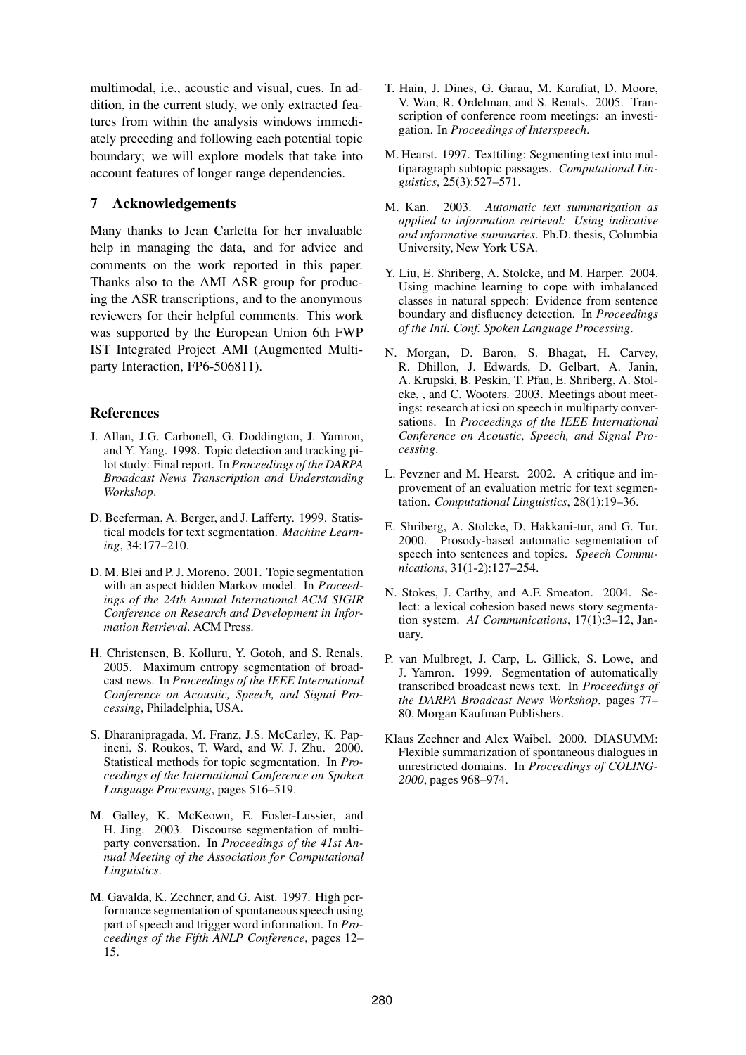multimodal, i.e., acoustic and visual, cues. In addition, in the current study, we only extracted features from within the analysis windows immediately preceding and following each potential topic boundary; we will explore models that take into account features of longer range dependencies.

## 7 Acknowledgements

Many thanks to Jean Carletta for her invaluable help in managing the data, and for advice and comments on the work reported in this paper. Thanks also to the AMI ASR group for producing the ASR transcriptions, and to the anonymous reviewers for their helpful comments. This work was supported by the European Union 6th FWP IST Integrated Project AMI (Augmented Multiparty Interaction, FP6-506811).

## References

J. Allan, J.G. Carbonell, G. Doddington, J. Yamron, and Y. Yang. 1998. Topic detection and tracking pilot study: Final report. In *Proceedings of the DARPA Broadcast News Transcription and Understanding Workshop*.

D. Beeferman, A. Berger, and J. Lafferty. 1999. Statistical models for text segmentation. *Machine Learning*, 34:177–210.

D. M. Blei and P. J. Moreno. 2001. Topic segmentation with an aspect hidden Markov model. In *Proceedings of the 24th Annual International ACM SIGIR Conference on Research and Development in Information Retrieval*. ACM Press.

H. Christensen, B. Kolluru, Y. Gotoh, and S. Renals. 2005. Maximum entropy segmentation of broadcast news. In *Proceedings of the IEEE International Conference on Acoustic, Speech, and Signal Processing*, Philadelphia, USA.

S. Dharanipragada, M. Franz, J.S. McCarley, K. Papineni, S. Roukos, T. Ward, and W. J. Zhu. 2000. Statistical methods for topic segmentation. In *Proceedings of the International Conference on Spoken Language Processing*, pages 516–519.

M. Galley, K. McKeown, E. Fosler-Lussier, and H. Jing. 2003. Discourse segmentation of multiparty conversation. In *Proceedings of the 41st Annual Meeting of the Association for Computational Linguistics*.

M. Gavalda, K. Zechner, and G. Aist. 1997. High performance segmentation of spontaneous speech using part of speech and trigger word information. In *Proceedings of the Fifth ANLP Conference*, pages 12–15.

T. Hain, J. Dines, G. Garau, M. Karafiat, D. Moore, V. Wan, R. Ordelman, and S. Renals. 2005. Transcription of conference room meetings: an investigation. In *Proceedings of Interspeech*.

M. Hearst. 1997. Texttiling: Segmenting text into multiparagraph subtopic passages. *Computational Linguistics*, 25(3):527–571.

M. Kan. 2003. *Automatic text summarization as applied to information retrieval: Using indicative and informative summaries*. Ph.D. thesis, Columbia University, New York USA.

Y. Liu, E. Shriberg, A. Stolcke, and M. Harper. 2004. Using machine learning to cope with imbalanced classes in natural sppech: Evidence from sentence boundary and disfluency detection. In *Proceedings of the Intl. Conf. Spoken Language Processing*.

N. Morgan, D. Baron, S. Bhagat, H. Carvey, R. Dhillon, J. Edwards, D. Gelbart, A. Janin, A. Krupski, B. Peskin, T. Pfau, E. Shriberg, A. Stolcke, , and C. Wooters. 2003. Meetings about meetings: research at icsi on speech in multiparty conversations. In *Proceedings of the IEEE International Conference on Acoustic, Speech, and Signal Processing*.

L. Pevzner and M. Hearst. 2002. A critique and improvement of an evaluation metric for text segmentation. *Computational Linguistics*, 28(1):19–36.

E. Shriberg, A. Stolcke, D. Hakkani-tur, and G. Tur. 2000. Prosody-based automatic segmentation of speech into sentences and topics. *Speech Communications*, 31(1-2):127–254.

N. Stokes, J. Carthy, and A.F. Smeaton. 2004. Select: a lexical cohesion based news story segmentation system. *AI Communications*, 17(1):3–12, January.

P. van Mulbregt, J. Carp, L. Gillick, S. Lowe, and J. Yamron. 1999. Segmentation of automatically transcribed broadcast news text. In *Proceedings of the DARPA Broadcast News Workshop*, pages 77–80. Morgan Kaufman Publishers.

Klaus Zechner and Alex Waibel. 2000. DIASUMM: Flexible summarization of spontaneous dialogues in unrestricted domains. In *Proceedings of COLING-2000*, pages 968–974.